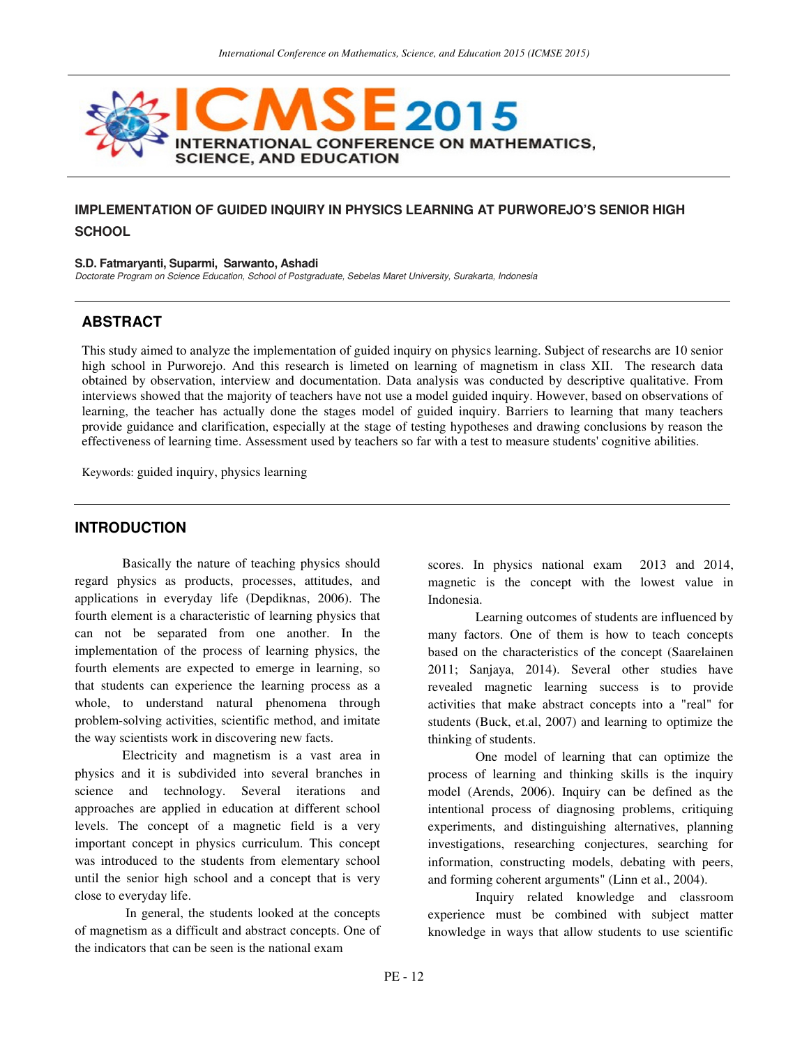# IMPLEMENTATION OF GUIDED INQUIRY IN PHYSICS LEARNING AT PURWOREJO'S SENIOR HIGH SCHOOL

**S.D. Fatmaryanti, Suparmi, Sarwanto, Ashadi**

*Doctorate Program on Science Education, School of Postgraduate, Sebelas Maret University, Surakarta, Indonesia*

## ABSTRACT

This study aimed to analyze the implementation of guided inquiry on physics learning. Subject of researchs are 10 senior high school in Purworejo. And this research is limeted on learning of magnetism in class XII. The research data obtained by observation, interview and documentation. Data analysis was conducted by descriptive qualitative. From interviews showed that the majority of teachers have not use a model guided inquiry. However, based on observations of learning, the teacher has actually done the stages model of guided inquiry. Barriers to learning that many teachers provide guidance and clarification, especially at the stage of testing hypotheses and drawing conclusions by reason the effectiveness of learning time. Assessment used by teachers so far with a test to measure students' cognitive abilities.

Keywords: guided inquiry, physics learning

## INTRODUCTION

Basically the nature of teaching physics should regard physics as products, processes, attitudes, and applications in everyday life (Depdiknas, 2006). The fourth element is a characteristic of learning physics that can not be separated from one another. In the implementation of the process of learning physics, the fourth elements are expected to emerge in learning, so that students can experience the learning process as a whole, to understand natural phenomena through problem-solving activities, scientific method, and imitate the way scientists work in discovering new facts.

Electricity and magnetism is a vast area in physics and it is subdivided into several branches in science and technology. Several iterations and approaches are applied in education at different school levels. The concept of a magnetic field is a very important concept in physics curriculum. This concept was introduced to the students from elementary school until the senior high school and a concept that is very close to everyday life.

In general, the students looked at the concepts of magnetism as a difficult and abstract concepts. One of the indicators that can be seen is the national exam scores. In physics national exam 2013 and 2014, magnetic is the concept with the lowest value in Indonesia.

Learning outcomes of students are influenced by many factors. One of them is how to teach concepts based on the characteristics of the concept (Saarelainen 2011; Sanjaya, 2014). Several other studies have revealed magnetic learning success is to provide activities that make abstract concepts into a "real" for students (Buck, et.al, 2007) and learning to optimize the thinking of students.

One model of learning that can optimize the process of learning and thinking skills is the inquiry model (Arends, 2006). Inquiry can be defined as the intentional process of diagnosing problems, critiquing experiments, and distinguishing alternatives, planning investigations, researching conjectures, searching for information, constructing models, debating with peers, and forming coherent arguments" (Linn et al., 2004).

Inquiry related knowledge and classroom experience must be combined with subject matter knowledge in ways that allow students to use scientific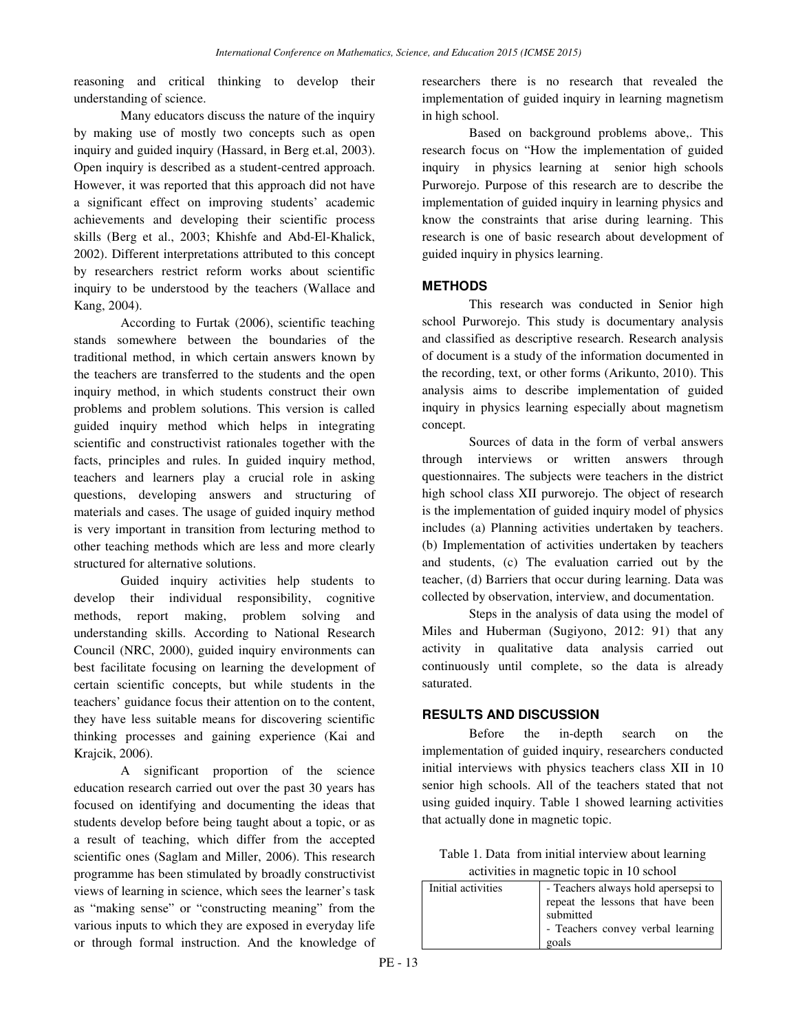reasoning and critical thinking to develop their understanding of science.

Many educators discuss the nature of the inquiry by making use of mostly two concepts such as open inquiry and guided inquiry (Hassard, in Berg et.al, 2003). Open inquiry is described as a student-centred approach. However, it was reported that this approach did not have a significant effect on improving students' academic achievements and developing their scientific process skills (Berg et al., 2003; Khishfe and Abd-El-Khalick, 2002). Different interpretations attributed to this concept by researchers restrict reform works about scientific inquiry to be understood by the teachers (Wallace and Kang, 2004).

According to Furtak (2006), scientific teaching stands somewhere between the boundaries of the traditional method, in which certain answers known by the teachers are transferred to the students and the open inquiry method, in which students construct their own problems and problem solutions. This version is called guided inquiry method which helps in integrating scientific and constructivist rationales together with the facts, principles and rules. In guided inquiry method, teachers and learners play a crucial role in asking questions, developing answers and structuring of materials and cases. The usage of guided inquiry method is very important in transition from lecturing method to other teaching methods which are less and more clearly structured for alternative solutions.

Guided inquiry activities help students to develop their individual responsibility, cognitive methods, report making, problem solving and understanding skills. According to National Research Council (NRC, 2000), guided inquiry environments can best facilitate focusing on learning the development of certain scientific concepts, but while students in the teachers' guidance focus their attention on to the content, they have less suitable means for discovering scientific thinking processes and gaining experience (Kai and Krajcik, 2006).

A significant proportion of the science education research carried out over the past 30 years has focused on identifying and documenting the ideas that students develop before being taught about a topic, or as a result of teaching, which differ from the accepted scientific ones (Saglam and Miller, 2006). This research programme has been stimulated by broadly constructivist views of learning in science, which sees the learner's task as "making sense" or "constructing meaning" from the various inputs to which they are exposed in everyday life or through formal instruction. And the knowledge of researchers there is no research that revealed the implementation of guided inquiry in learning magnetism in high school.

Based on background problems above,. This research focus on "How the implementation of guided inquiry in physics learning at senior high schools Purworejo. Purpose of this research are to describe the implementation of guided inquiry in learning physics and know the constraints that arise during learning. This research is one of basic research about development of guided inquiry in physics learning.

## METHODS

This research was conducted in Senior high school Purworejo. This study is documentary analysis and classified as descriptive research. Research analysis of document is a study of the information documented in the recording, text, or other forms (Arikunto, 2010). This analysis aims to describe implementation of guided inquiry in physics learning especially about magnetism concept.

Sources of data in the form of verbal answers through interviews or written answers through questionnaires. The subjects were teachers in the district high school class XII purworejo. The object of research is the implementation of guided inquiry model of physics includes (a) Planning activities undertaken by teachers. (b) Implementation of activities undertaken by teachers and students, (c) The evaluation carried out by the teacher, (d) Barriers that occur during learning. Data was collected by observation, interview, and documentation.

Steps in the analysis of data using the model of Miles and Huberman (Sugiyono, 2012: 91) that any activity in qualitative data analysis carried out continuously until complete, so the data is already saturated.

## RESULTS AND DISCUSSION

Before the in-depth search on the implementation of guided inquiry, researchers conducted initial interviews with physics teachers class XII in 10 senior high schools. All of the teachers stated that not using guided inquiry. Table 1 showed learning activities that actually done in magnetic topic.

Table 1. Data from initial interview about learning activities in magnetic topic in 10 school

| | |
|---|---|
| Initial activities | - Teachers always hold apersepsi to repeat the lessons that have been submitted<br>- Teachers convey verbal learning goals |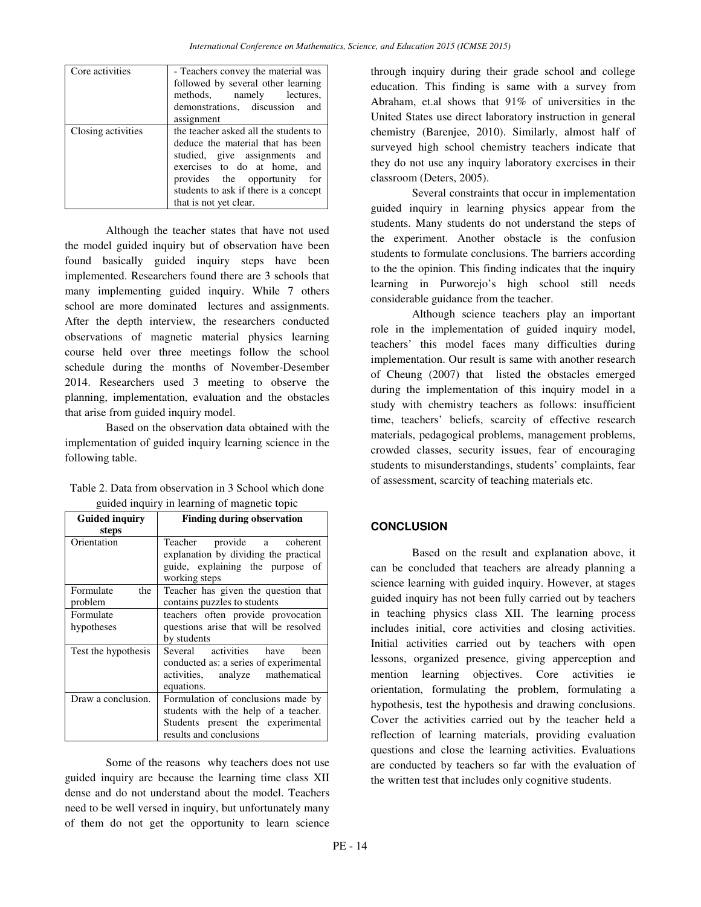| Core activities | - Teachers convey the material was followed by several other learning methods, namely lectures, demonstrations, discussion and assignment |
| --- | --- |
| Closing activities | the teacher asked all the students to deduce the material that has been studied, give assignments and exercises to do at home, and provides the opportunity for students to ask if there is a concept that is not yet clear. |

Although the teacher states that have not used the model guided inquiry but of observation have been found basically guided inquiry steps have been implemented. Researchers found there are 3 schools that many implementing guided inquiry. While 7 others school are more dominated lectures and assignments. After the depth interview, the researchers conducted observations of magnetic material physics learning course held over three meetings follow the school schedule during the months of November-Desember 2014. Researchers used 3 meeting to observe the planning, implementation, evaluation and the obstacles that arise from guided inquiry model.

Based on the observation data obtained with the implementation of guided inquiry learning science in the following table.

Table 2. Data from observation in 3 School which done guided inquiry in learning of magnetic topic

| Guided inquiry steps | Finding during observation |
| --- | --- |
| Orientation | Teacher provide a coherent explanation by dividing the practical guide, explaining the purpose of working steps |
| Formulate the problem | Teacher has given the question that contains puzzles to students |
| Formulate hypotheses | teachers often provide provocation questions arise that will be resolved by students |
| Test the hypothesis | Several activities have been conducted as: a series of experimental activities, analyze mathematical equations. |
| Draw a conclusion. | Formulation of conclusions made by students with the help of a teacher. Students present the experimental results and conclusions |

Some of the reasons why teachers does not use guided inquiry are because the learning time class XII dense and do not understand about the model. Teachers need to be well versed in inquiry, but unfortunately many of them do not get the opportunity to learn science through inquiry during their grade school and college education. This finding is same with a survey from Abraham, et.al shows that 91% of universities in the United States use direct laboratory instruction in general chemistry (Barenjee, 2010). Similarly, almost half of surveyed high school chemistry teachers indicate that they do not use any inquiry laboratory exercises in their classroom (Deters, 2005).

Several constraints that occur in implementation guided inquiry in learning physics appear from the students. Many students do not understand the steps of the experiment. Another obstacle is the confusion students to formulate conclusions. The barriers according to the the opinion. This finding indicates that the inquiry learning in Purworejo's high school still needs considerable guidance from the teacher.

Although science teachers play an important role in the implementation of guided inquiry model, teachers' this model faces many difficulties during implementation. Our result is same with another research of Cheung (2007) that listed the obstacles emerged during the implementation of this inquiry model in a study with chemistry teachers as follows: insufficient time, teachers' beliefs, scarcity of effective research materials, pedagogical problems, management problems, crowded classes, security issues, fear of encouraging students to misunderstandings, students' complaints, fear of assessment, scarcity of teaching materials etc.

## CONCLUSION

Based on the result and explanation above, it can be concluded that teachers are already planning a science learning with guided inquiry. However, at stages guided inquiry has not been fully carried out by teachers in teaching physics class XII. The learning process includes initial, core activities and closing activities. Initial activities carried out by teachers with open lessons, organized presence, giving apperception and mention learning objectives. Core activities ie orientation, formulating the problem, formulating a hypothesis, test the hypothesis and drawing conclusions. Cover the activities carried out by the teacher held a reflection of learning materials, providing evaluation questions and close the learning activities. Evaluations are conducted by teachers so far with the evaluation of the written test that includes only cognitive students.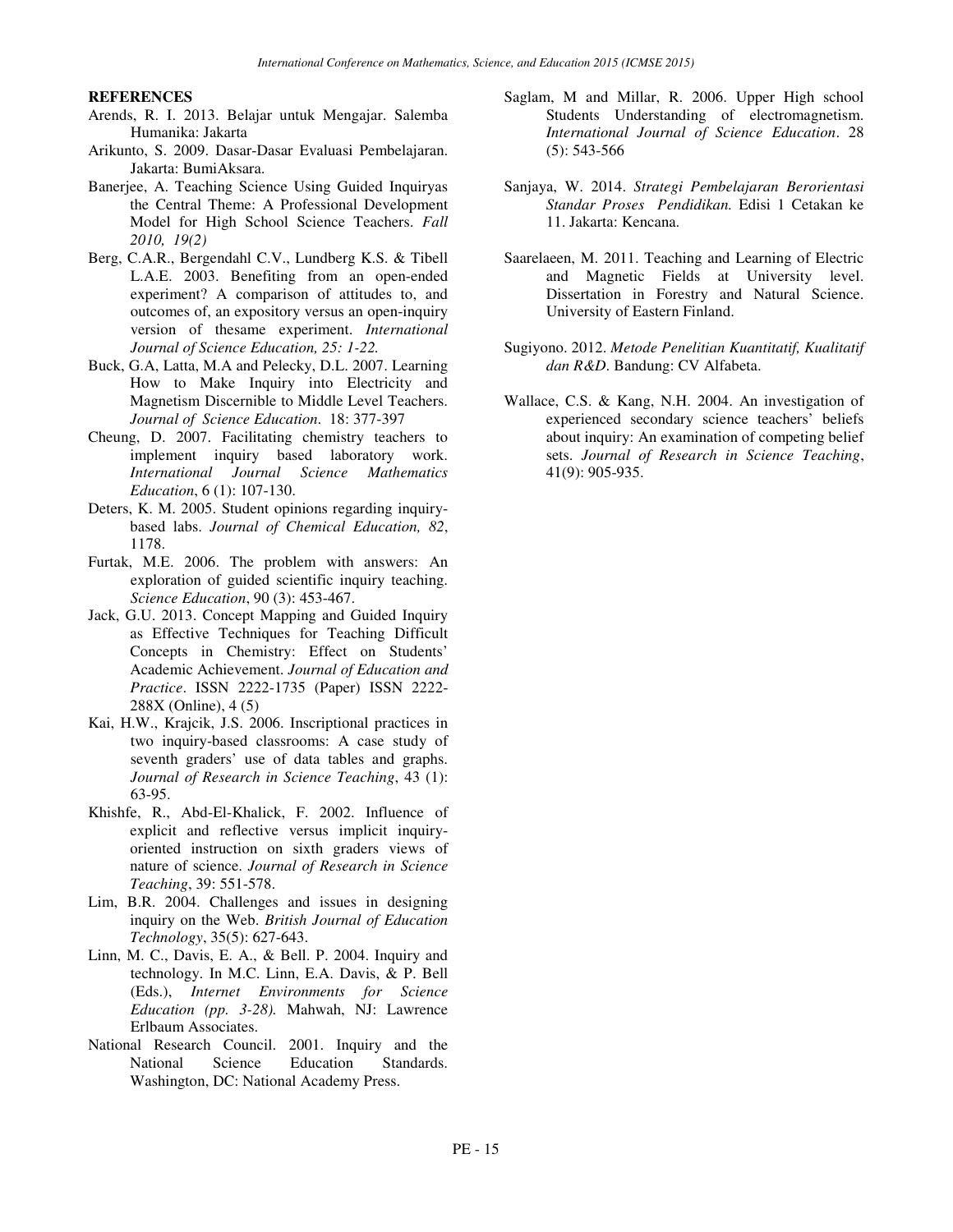**REFERENCES**

Arends, R. I. 2013. Belajar untuk Mengajar. Salemba Humanika: Jakarta

Arikunto, S. 2009. Dasar-Dasar Evaluasi Pembelajaran. Jakarta: BumiAksara.

Banerjee, A. Teaching Science Using Guided Inquiryas the Central Theme: A Professional Development Model for High School Science Teachers. *Fall 2010, 19(2)*

Berg, C.A.R., Bergendahl C.V., Lundberg K.S. & Tibell L.A.E. 2003. Benefiting from an open-ended experiment? A comparison of attitudes to, and outcomes of, an expository versus an open-inquiry version of thesame experiment. *International Journal of Science Education, 25: 1-22.*

Buck, G.A, Latta, M.A and Pelecky, D.L. 2007. Learning How to Make Inquiry into Electricity and Magnetism Discernible to Middle Level Teachers. *Journal of Science Education*. 18: 377-397

Cheung, D. 2007. Facilitating chemistry teachers to implement inquiry based laboratory work. *International Journal Science Mathematics Education*, 6 (1): 107-130.

Deters, K. M. 2005. Student opinions regarding inquiry-based labs. *Journal of Chemical Education, 82*, 1178.

Furtak, M.E. 2006. The problem with answers: An exploration of guided scientific inquiry teaching. *Science Education*, 90 (3): 453-467.

Jack, G.U. 2013. Concept Mapping and Guided Inquiry as Effective Techniques for Teaching Difficult Concepts in Chemistry: Effect on Students' Academic Achievement. *Journal of Education and Practice*. ISSN 2222-1735 (Paper) ISSN 2222-288X (Online), 4 (5)

Kai, H.W., Krajcik, J.S. 2006. Inscriptional practices in two inquiry-based classrooms: A case study of seventh graders' use of data tables and graphs. *Journal of Research in Science Teaching*, 43 (1): 63-95.

Khishfe, R., Abd-El-Khalick, F. 2002. Influence of explicit and reflective versus implicit inquiry-oriented instruction on sixth graders views of nature of science. *Journal of Research in Science Teaching*, 39: 551-578.

Lim, B.R. 2004. Challenges and issues in designing inquiry on the Web. *British Journal of Education Technology*, 35(5): 627-643.

Linn, M. C., Davis, E. A., & Bell. P. 2004. Inquiry and technology. In M.C. Linn, E.A. Davis, & P. Bell (Eds.), *Internet Environments for Science Education (pp. 3-28).* Mahwah, NJ: Lawrence Erlbaum Associates.

National Research Council. 2001. Inquiry and the National Science Education Standards. Washington, DC: National Academy Press.

Saglam, M and Millar, R. 2006. Upper High school Students Understanding of electromagnetism. *International Journal of Science Education*. 28 (5): 543-566

Sanjaya, W. 2014. *Strategi Pembelajaran Berorientasi Standar Proses Pendidikan.* Edisi 1 Cetakan ke 11. Jakarta: Kencana.

Saarelaeen, M. 2011. Teaching and Learning of Electric and Magnetic Fields at University level. Dissertation in Forestry and Natural Science. University of Eastern Finland.

Sugiyono. 2012. *Metode Penelitian Kuantitatif, Kualitatif dan R&D*. Bandung: CV Alfabeta.

Wallace, C.S. & Kang, N.H. 2004. An investigation of experienced secondary science teachers' beliefs about inquiry: An examination of competing belief sets. *Journal of Research in Science Teaching*, 41(9): 905-935.